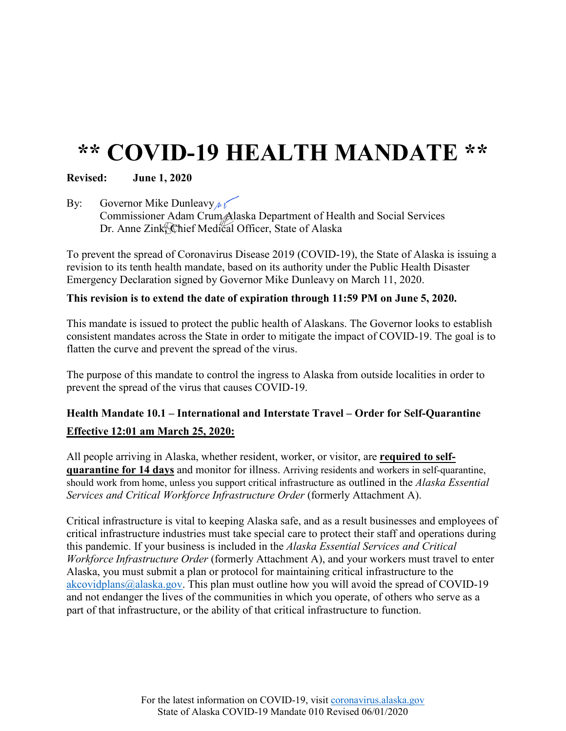# ** COVID-19 HEALTH MANDATE **

**Revised: June 1, 2020**

By: Governor Mike Dunleavy
Commissioner Adam Crum, Alaska Department of Health and Social Services
Dr. Anne Zink, Chief Medical Officer, State of Alaska

To prevent the spread of Coronavirus Disease 2019 (COVID-19), the State of Alaska is issuing a revision to its tenth health mandate, based on its authority under the Public Health Disaster Emergency Declaration signed by Governor Mike Dunleavy on March 11, 2020.

**This revision is to extend the date of expiration through 11:59 PM on June 5, 2020.**

This mandate is issued to protect the public health of Alaskans. The Governor looks to establish consistent mandates across the State in order to mitigate the impact of COVID-19. The goal is to flatten the curve and prevent the spread of the virus.

The purpose of this mandate to control the ingress to Alaska from outside localities in order to prevent the spread of the virus that causes COVID-19.

**Health Mandate 10.1 – International and Interstate Travel – Order for Self-Quarantine**

**Effective 12:01 am March 25, 2020:**

All people arriving in Alaska, whether resident, worker, or visitor, are **required to self-quarantine for 14 days** and monitor for illness. Arriving residents and workers in self-quarantine, should work from home, unless you support critical infrastructure as outlined in the *Alaska Essential Services and Critical Workforce Infrastructure Order* (formerly Attachment A).

Critical infrastructure is vital to keeping Alaska safe, and as a result businesses and employees of critical infrastructure industries must take special care to protect their staff and operations during this pandemic. If your business is included in the *Alaska Essential Services and Critical Workforce Infrastructure Order* (formerly Attachment A), and your workers must travel to enter Alaska, you must submit a plan or protocol for maintaining critical infrastructure to the akcovidplans@alaska.gov. This plan must outline how you will avoid the spread of COVID-19 and not endanger the lives of the communities in which you operate, of others who serve as a part of that infrastructure, or the ability of that critical infrastructure to function.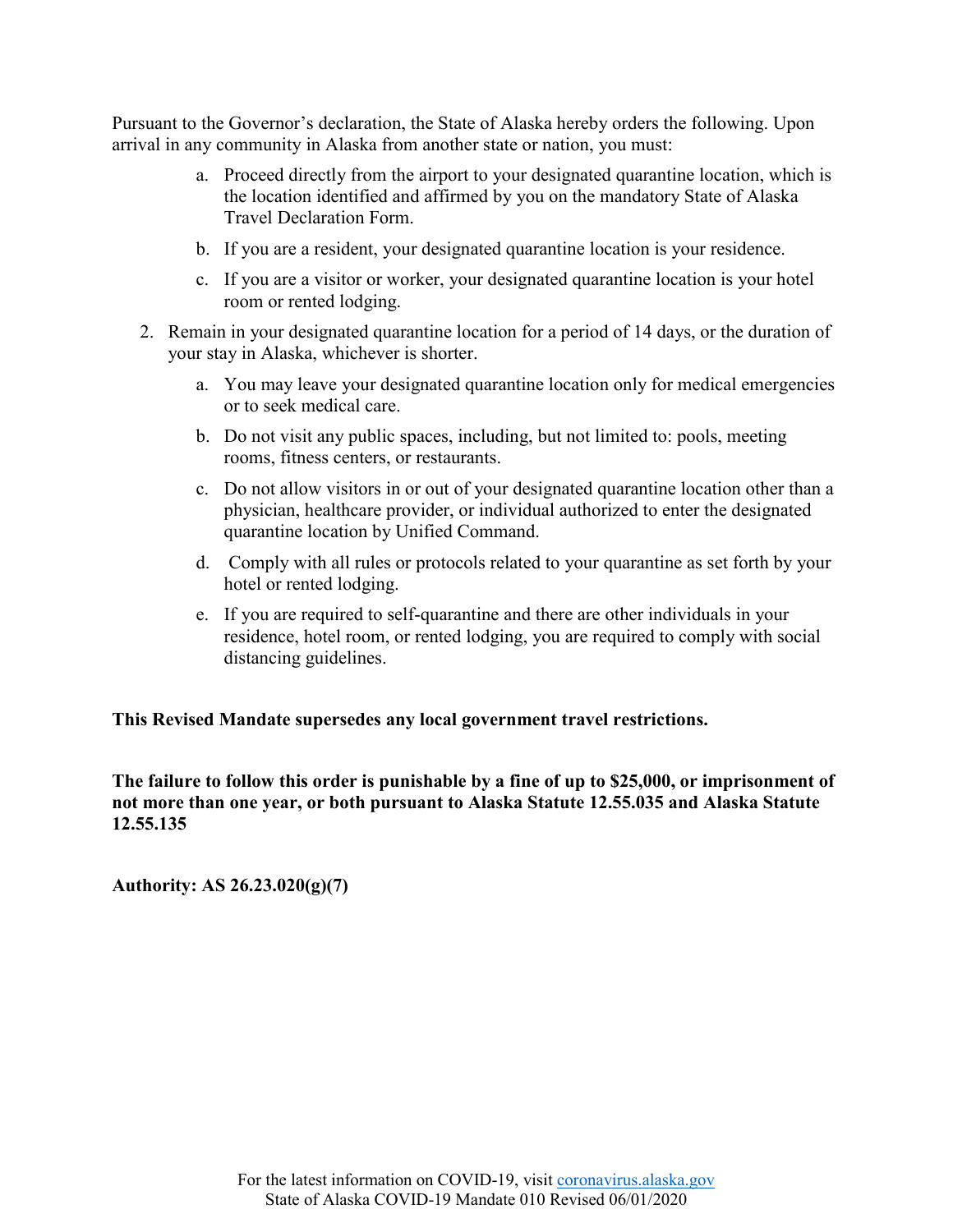Pursuant to the Governor's declaration, the State of Alaska hereby orders the following. Upon arrival in any community in Alaska from another state or nation, you must:

a. Proceed directly from the airport to your designated quarantine location, which is the location identified and affirmed by you on the mandatory State of Alaska Travel Declaration Form.

b. If you are a resident, your designated quarantine location is your residence.

c. If you are a visitor or worker, your designated quarantine location is your hotel room or rented lodging.

2. Remain in your designated quarantine location for a period of 14 days, or the duration of your stay in Alaska, whichever is shorter.

   a. You may leave your designated quarantine location only for medical emergencies or to seek medical care.

   b. Do not visit any public spaces, including, but not limited to: pools, meeting rooms, fitness centers, or restaurants.

   c. Do not allow visitors in or out of your designated quarantine location other than a physician, healthcare provider, or individual authorized to enter the designated quarantine location by Unified Command.

   d. Comply with all rules or protocols related to your quarantine as set forth by your hotel or rented lodging.

   e. If you are required to self-quarantine and there are other individuals in your residence, hotel room, or rented lodging, you are required to comply with social distancing guidelines.

**This Revised Mandate supersedes any local government travel restrictions.**

**The failure to follow this order is punishable by a fine of up to $25,000, or imprisonment of not more than one year, or both pursuant to Alaska Statute 12.55.035 and Alaska Statute 12.55.135**

**Authority: AS 26.23.020(g)(7)**

For the latest information on COVID-19, visit coronavirus.alaska.gov
State of Alaska COVID-19 Mandate 010 Revised 06/01/2020